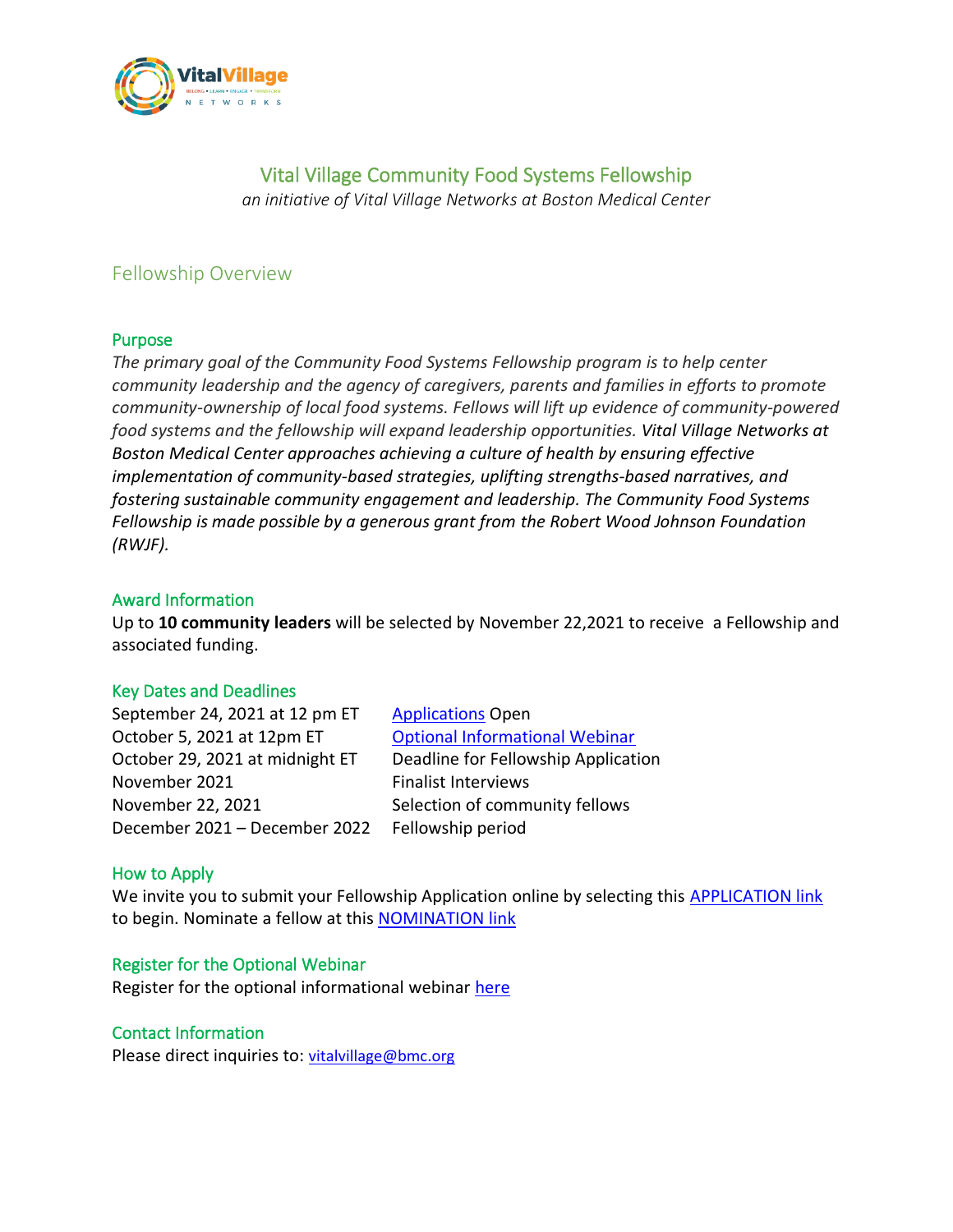# Vital Village Community Food Systems Fellowship

*an initiative of Vital Village Networks at Boston Medical Center*

## Fellowship Overview

### Purpose

*The primary goal of the Community Food Systems Fellowship program is to help center community leadership and the agency of caregivers, parents and families in efforts to promote community-ownership of local food systems. Fellows will lift up evidence of community-powered food systems and the fellowship will expand leadership opportunities. Vital Village Networks at Boston Medical Center approaches achieving a culture of health by ensuring effective implementation of community-based strategies, uplifting strengths-based narratives, and fostering sustainable community engagement and leadership. The Community Food Systems Fellowship is made possible by a generous grant from the Robert Wood Johnson Foundation (RWJF).*

### Award Information

Up to **10 community leaders** will be selected by November 22,2021 to receive a Fellowship and associated funding.

### Key Dates and Deadlines

| | |
|---|---|
| September 24, 2021 at 12 pm ET | Applications Open |
| October 5, 2021 at 12pm ET | Optional Informational Webinar |
| October 29, 2021 at midnight ET | Deadline for Fellowship Application |
| November 2021 | Finalist Interviews |
| November 22, 2021 | Selection of community fellows |
| December 2021 – December 2022 | Fellowship period |

### How to Apply

We invite you to submit your Fellowship Application online by selecting this APPLICATION link to begin. Nominate a fellow at this NOMINATION link

### Register for the Optional Webinar

Register for the optional informational webinar here

### Contact Information

Please direct inquiries to: vitalvillage@bmc.org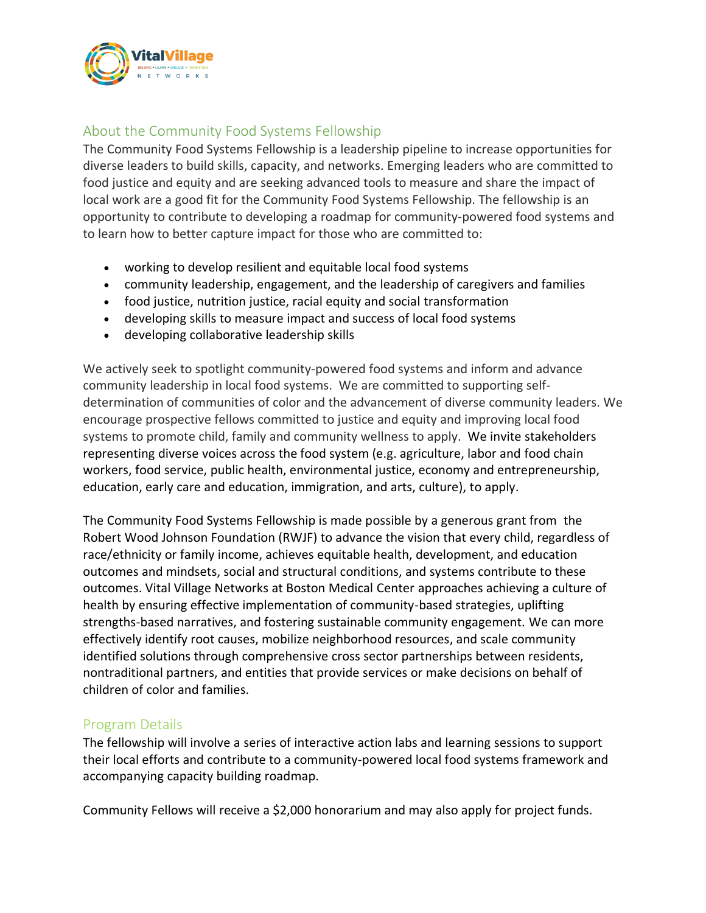## About the Community Food Systems Fellowship

The Community Food Systems Fellowship is a leadership pipeline to increase opportunities for diverse leaders to build skills, capacity, and networks. Emerging leaders who are committed to food justice and equity and are seeking advanced tools to measure and share the impact of local work are a good fit for the Community Food Systems Fellowship. The fellowship is an opportunity to contribute to developing a roadmap for community-powered food systems and to learn how to better capture impact for those who are committed to:

- working to develop resilient and equitable local food systems
- community leadership, engagement, and the leadership of caregivers and families
- food justice, nutrition justice, racial equity and social transformation
- developing skills to measure impact and success of local food systems
- developing collaborative leadership skills

We actively seek to spotlight community-powered food systems and inform and advance community leadership in local food systems. We are committed to supporting self-determination of communities of color and the advancement of diverse community leaders. We encourage prospective fellows committed to justice and equity and improving local food systems to promote child, family and community wellness to apply. We invite stakeholders representing diverse voices across the food system (e.g. agriculture, labor and food chain workers, food service, public health, environmental justice, economy and entrepreneurship, education, early care and education, immigration, and arts, culture), to apply.

The Community Food Systems Fellowship is made possible by a generous grant from the Robert Wood Johnson Foundation (RWJF) to advance the vision that every child, regardless of race/ethnicity or family income, achieves equitable health, development, and education outcomes and mindsets, social and structural conditions, and systems contribute to these outcomes. Vital Village Networks at Boston Medical Center approaches achieving a culture of health by ensuring effective implementation of community-based strategies, uplifting strengths-based narratives, and fostering sustainable community engagement. We can more effectively identify root causes, mobilize neighborhood resources, and scale community identified solutions through comprehensive cross sector partnerships between residents, nontraditional partners, and entities that provide services or make decisions on behalf of children of color and families.

## Program Details

The fellowship will involve a series of interactive action labs and learning sessions to support their local efforts and contribute to a community-powered local food systems framework and accompanying capacity building roadmap.

Community Fellows will receive a $2,000 honorarium and may also apply for project funds.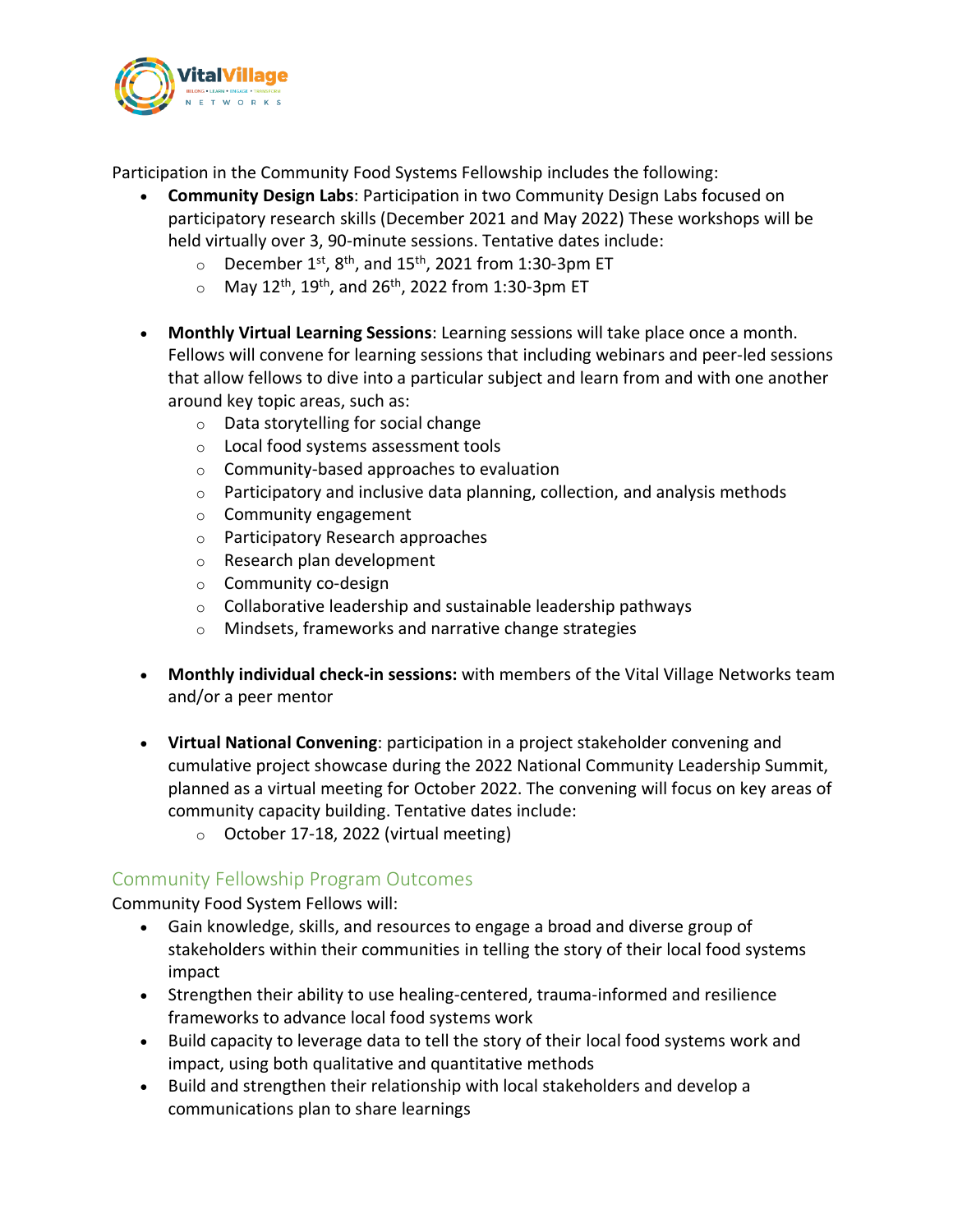Participation in the Community Food Systems Fellowship includes the following:

- **Community Design Labs**: Participation in two Community Design Labs focused on participatory research skills (December 2021 and May 2022) These workshops will be held virtually over 3, 90-minute sessions. Tentative dates include:
  - December 1st, 8th, and 15th, 2021 from 1:30-3pm ET
  - May 12th, 19th, and 26th, 2022 from 1:30-3pm ET

- **Monthly Virtual Learning Sessions**: Learning sessions will take place once a month. Fellows will convene for learning sessions that including webinars and peer-led sessions that allow fellows to dive into a particular subject and learn from and with one another around key topic areas, such as:
  - Data storytelling for social change
  - Local food systems assessment tools
  - Community-based approaches to evaluation
  - Participatory and inclusive data planning, collection, and analysis methods
  - Community engagement
  - Participatory Research approaches
  - Research plan development
  - Community co-design
  - Collaborative leadership and sustainable leadership pathways
  - Mindsets, frameworks and narrative change strategies

- **Monthly individual check-in sessions:** with members of the Vital Village Networks team and/or a peer mentor

- **Virtual National Convening**: participation in a project stakeholder convening and cumulative project showcase during the 2022 National Community Leadership Summit, planned as a virtual meeting for October 2022. The convening will focus on key areas of community capacity building. Tentative dates include:
  - October 17-18, 2022 (virtual meeting)

## Community Fellowship Program Outcomes

Community Food System Fellows will:

- Gain knowledge, skills, and resources to engage a broad and diverse group of stakeholders within their communities in telling the story of their local food systems impact
- Strengthen their ability to use healing-centered, trauma-informed and resilience frameworks to advance local food systems work
- Build capacity to leverage data to tell the story of their local food systems work and impact, using both qualitative and quantitative methods
- Build and strengthen their relationship with local stakeholders and develop a communications plan to share learnings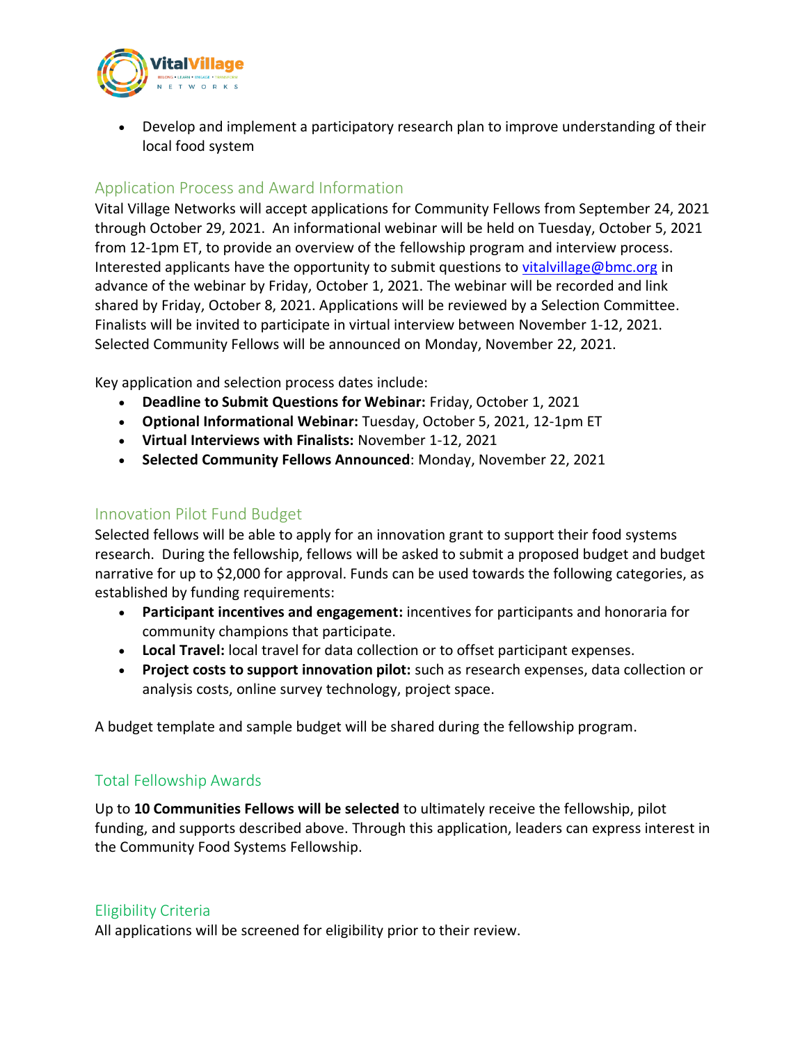- Develop and implement a participatory research plan to improve understanding of their local food system

## Application Process and Award Information

Vital Village Networks will accept applications for Community Fellows from September 24, 2021 through October 29, 2021. An informational webinar will be held on Tuesday, October 5, 2021 from 12-1pm ET, to provide an overview of the fellowship program and interview process. Interested applicants have the opportunity to submit questions to vitalvillage@bmc.org in advance of the webinar by Friday, October 1, 2021. The webinar will be recorded and link shared by Friday, October 8, 2021. Applications will be reviewed by a Selection Committee. Finalists will be invited to participate in virtual interview between November 1-12, 2021. Selected Community Fellows will be announced on Monday, November 22, 2021.

Key application and selection process dates include:

- **Deadline to Submit Questions for Webinar:** Friday, October 1, 2021
- **Optional Informational Webinar:** Tuesday, October 5, 2021, 12-1pm ET
- **Virtual Interviews with Finalists:** November 1-12, 2021
- **Selected Community Fellows Announced**: Monday, November 22, 2021

## Innovation Pilot Fund Budget

Selected fellows will be able to apply for an innovation grant to support their food systems research. During the fellowship, fellows will be asked to submit a proposed budget and budget narrative for up to $2,000 for approval. Funds can be used towards the following categories, as established by funding requirements:

- **Participant incentives and engagement:** incentives for participants and honoraria for community champions that participate.
- **Local Travel:** local travel for data collection or to offset participant expenses.
- **Project costs to support innovation pilot:** such as research expenses, data collection or analysis costs, online survey technology, project space.

A budget template and sample budget will be shared during the fellowship program.

## Total Fellowship Awards

Up to **10 Communities Fellows will be selected** to ultimately receive the fellowship, pilot funding, and supports described above. Through this application, leaders can express interest in the Community Food Systems Fellowship.

## Eligibility Criteria

All applications will be screened for eligibility prior to their review.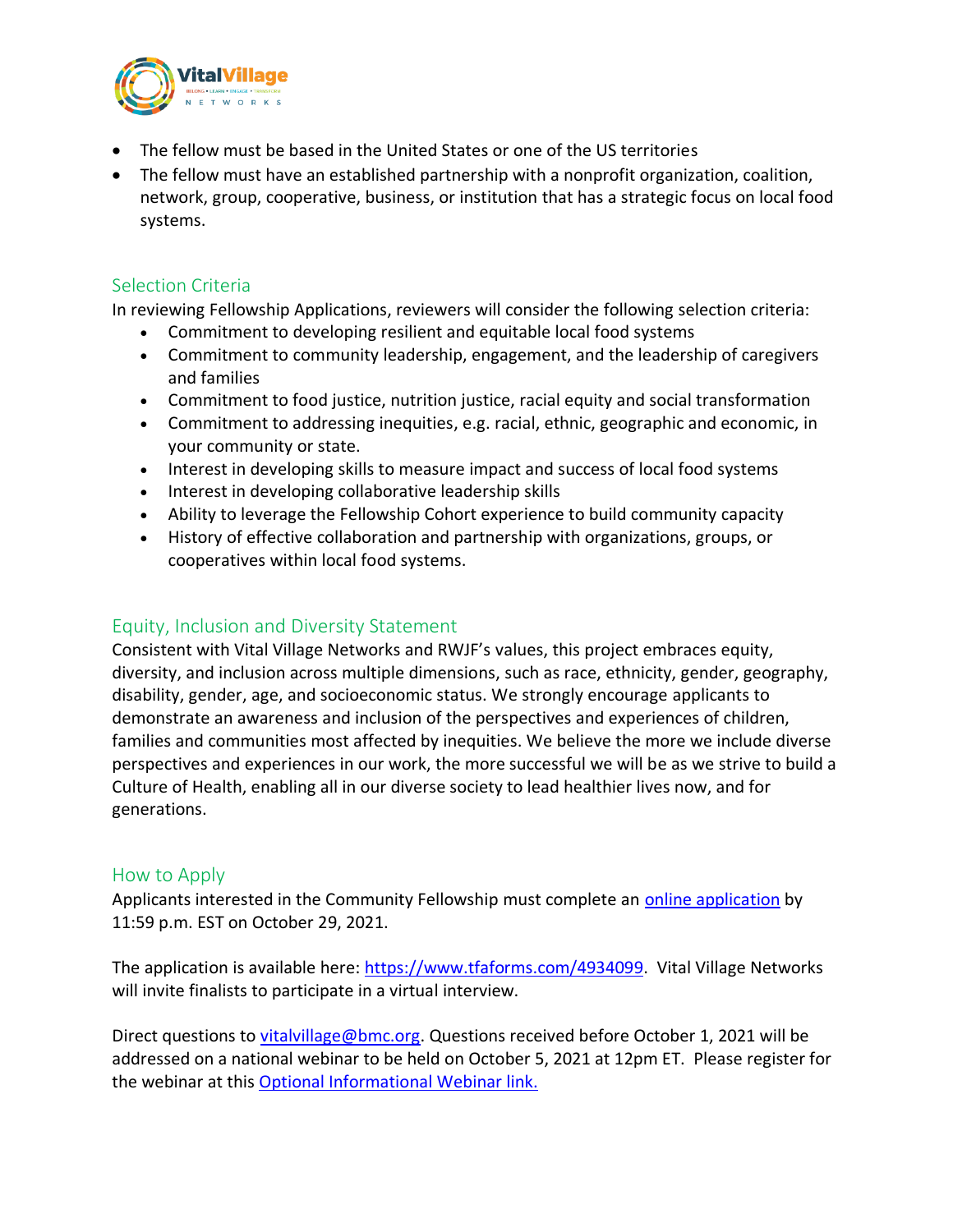- The fellow must be based in the United States or one of the US territories
- The fellow must have an established partnership with a nonprofit organization, coalition, network, group, cooperative, business, or institution that has a strategic focus on local food systems.

## Selection Criteria

In reviewing Fellowship Applications, reviewers will consider the following selection criteria:

- Commitment to developing resilient and equitable local food systems
- Commitment to community leadership, engagement, and the leadership of caregivers and families
- Commitment to food justice, nutrition justice, racial equity and social transformation
- Commitment to addressing inequities, e.g. racial, ethnic, geographic and economic, in your community or state.
- Interest in developing skills to measure impact and success of local food systems
- Interest in developing collaborative leadership skills
- Ability to leverage the Fellowship Cohort experience to build community capacity
- History of effective collaboration and partnership with organizations, groups, or cooperatives within local food systems.

## Equity, Inclusion and Diversity Statement

Consistent with Vital Village Networks and RWJF's values, this project embraces equity, diversity, and inclusion across multiple dimensions, such as race, ethnicity, gender, geography, disability, gender, age, and socioeconomic status. We strongly encourage applicants to demonstrate an awareness and inclusion of the perspectives and experiences of children, families and communities most affected by inequities. We believe the more we include diverse perspectives and experiences in our work, the more successful we will be as we strive to build a Culture of Health, enabling all in our diverse society to lead healthier lives now, and for generations.

## How to Apply

Applicants interested in the Community Fellowship must complete an [online application](https://www.tfaforms.com/4934099) by 11:59 p.m. EST on October 29, 2021.

The application is available here: [https://www.tfaforms.com/4934099](https://www.tfaforms.com/4934099). Vital Village Networks will invite finalists to participate in a virtual interview.

Direct questions to [vitalvillage@bmc.org](mailto:vitalvillage@bmc.org). Questions received before October 1, 2021 will be addressed on a national webinar to be held on October 5, 2021 at 12pm ET. Please register for the webinar at this Optional Informational Webinar link.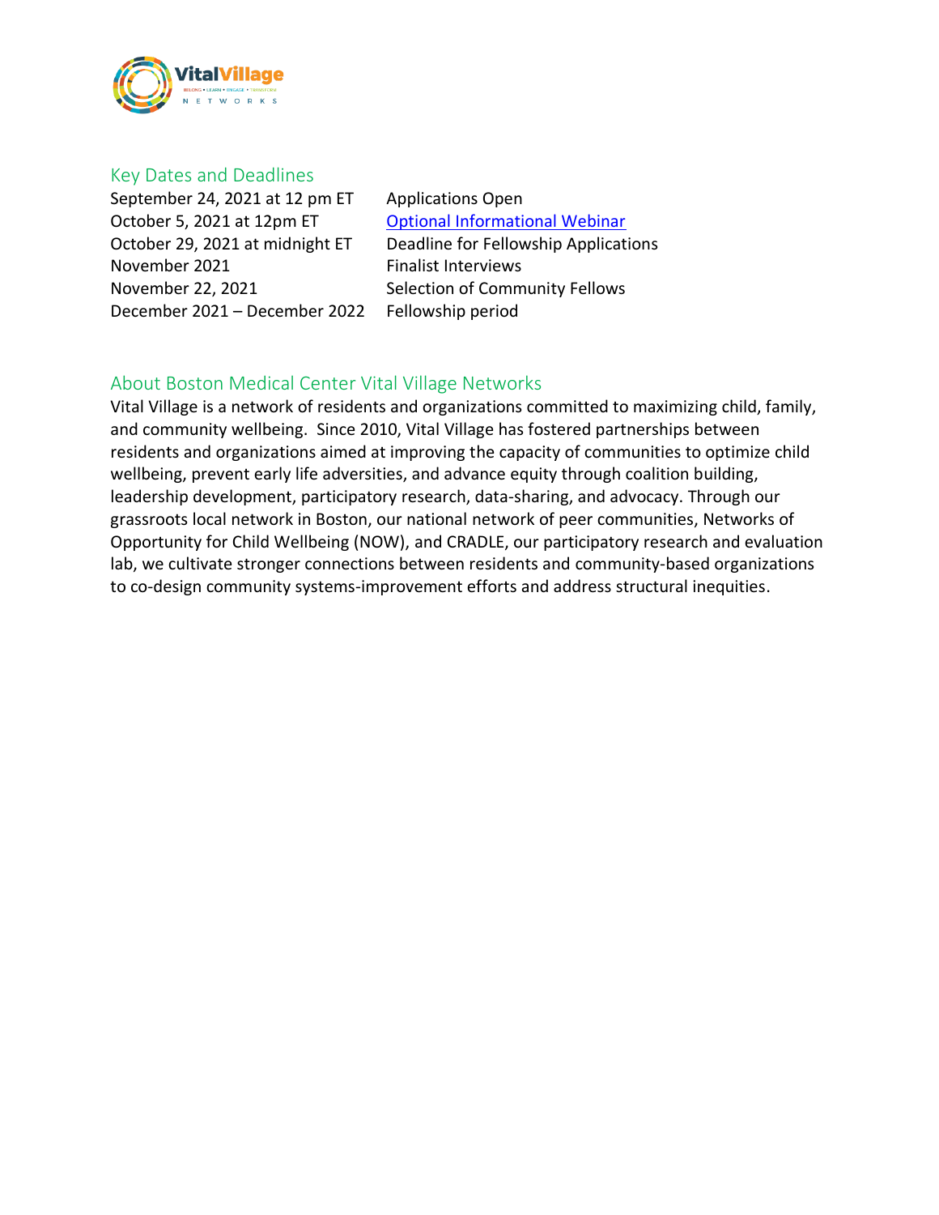## Key Dates and Deadlines

| | |
|---|---|
| September 24, 2021 at 12 pm ET | Applications Open |
| October 5, 2021 at 12pm ET | Optional Informational Webinar |
| October 29, 2021 at midnight ET | Deadline for Fellowship Applications |
| November 2021 | Finalist Interviews |
| November 22, 2021 | Selection of Community Fellows |
| December 2021 – December 2022 | Fellowship period |

## About Boston Medical Center Vital Village Networks

Vital Village is a network of residents and organizations committed to maximizing child, family, and community wellbeing. Since 2010, Vital Village has fostered partnerships between residents and organizations aimed at improving the capacity of communities to optimize child wellbeing, prevent early life adversities, and advance equity through coalition building, leadership development, participatory research, data-sharing, and advocacy. Through our grassroots local network in Boston, our national network of peer communities, Networks of Opportunity for Child Wellbeing (NOW), and CRADLE, our participatory research and evaluation lab, we cultivate stronger connections between residents and community-based organizations to co-design community systems-improvement efforts and address structural inequities.